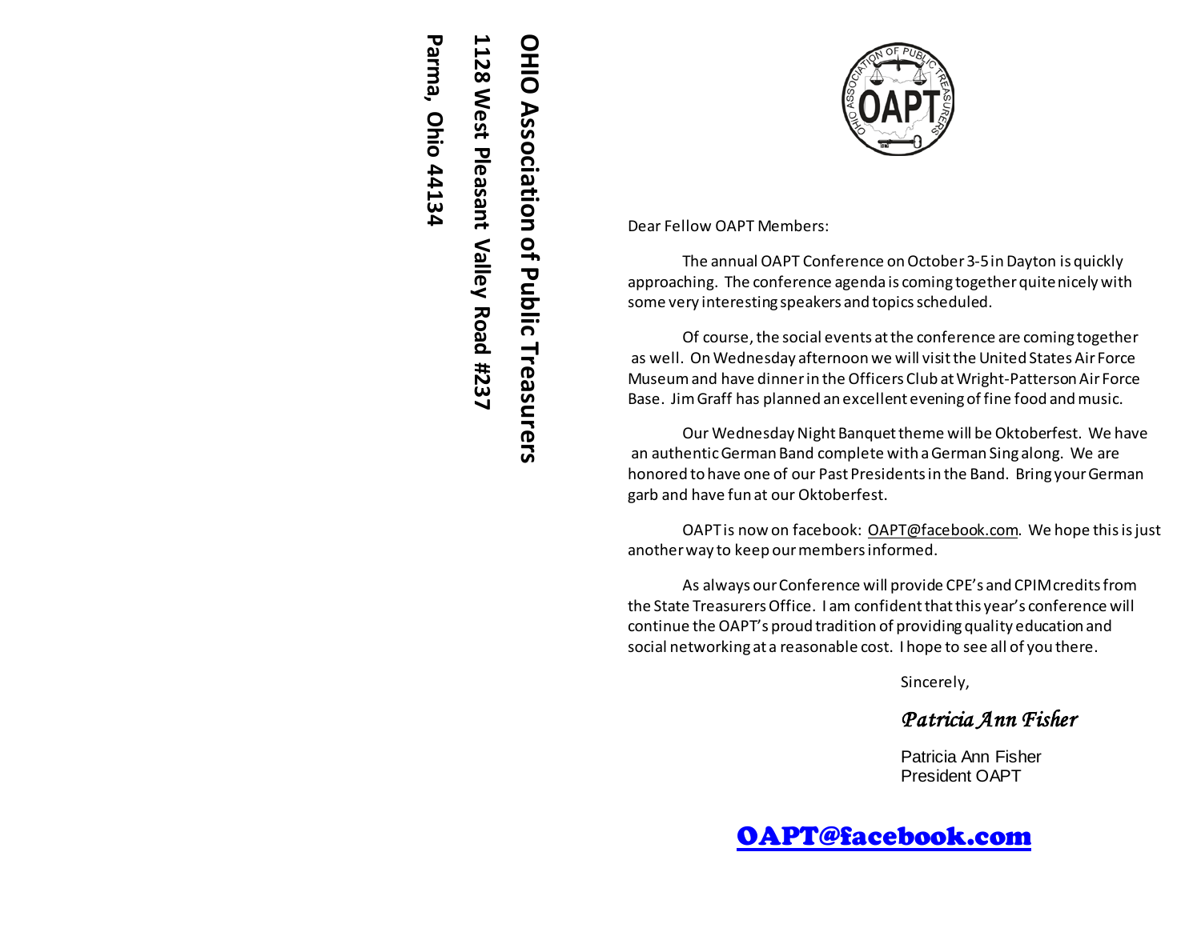**OHIO Association of Public Treasurers**
**1128 West Pleasant Valley Road #237**
**Parma, Ohio 44134**

Dear Fellow OAPT Members:

The annual OAPT Conference on October 3-5 in Dayton is quickly approaching. The conference agenda is coming together quite nicely with some very interesting speakers and topics scheduled.

Of course, the social events at the conference are coming together as well. On Wednesday afternoon we will visit the United States Air Force Museum and have dinner in the Officers Club at Wright-Patterson Air Force Base. Jim Graff has planned an excellent evening of fine food and music.

Our Wednesday Night Banquet theme will be Oktoberfest. We have an authentic German Band complete with a German Sing along. We are honored to have one of our Past Presidents in the Band. Bring your German garb and have fun at our Oktoberfest.

OAPT is now on facebook: OAPT@facebook.com. We hope this is just another way to keep our members informed.

As always our Conference will provide CPE's and CPIM credits from the State Treasurers Office. I am confident that this year's conference will continue the OAPT's proud tradition of providing quality education and social networking at a reasonable cost. I hope to see all of you there.

Sincerely,

*Patricia Ann Fisher*

Patricia Ann Fisher
President OAPT

**OAPT@facebook.com**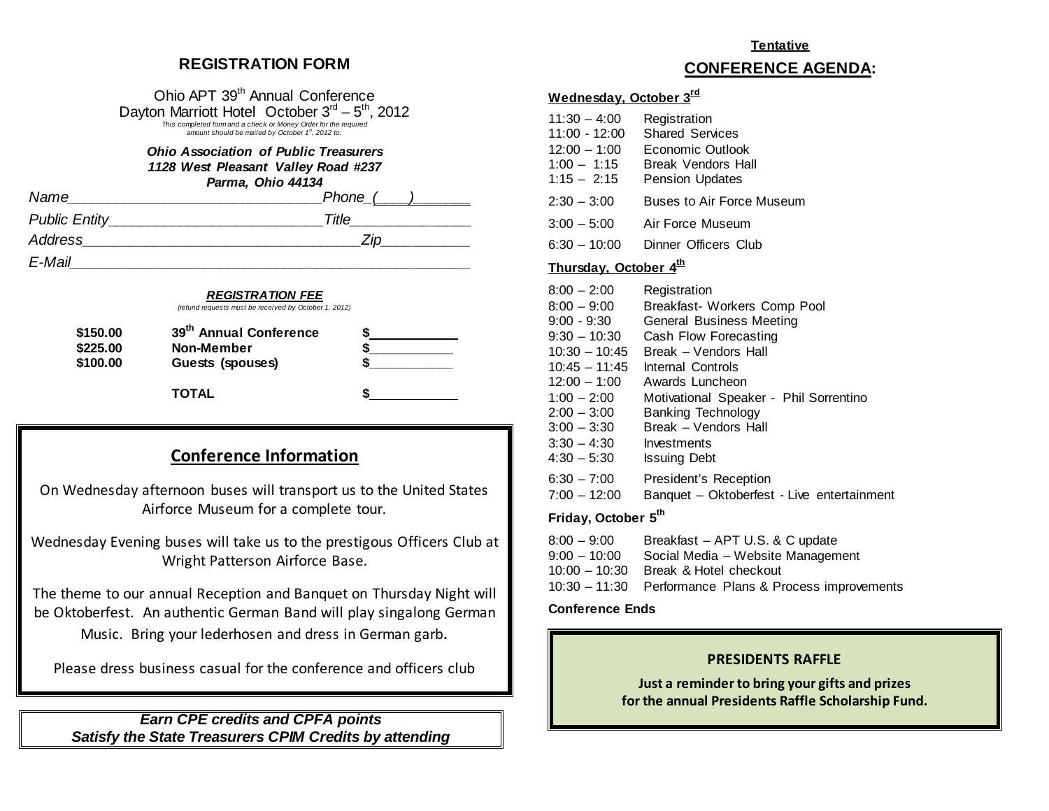## REGISTRATION FORM

Ohio APT 39th Annual Conference
Dayton Marriott Hotel October 3rd – 5th, 2012

*This completed form and a check or Money Order for the required amount should be mailed by October 1st, 2012 to:*

***Ohio Association of Public Treasurers***
***1128 West Pleasant Valley Road #237***
***Parma, Ohio 44134***

*Name*______________________________ *Phone* (____)_______

*Public Entity*__________________________ *Title*______________

*Address*__________________________________ *Zip*__________

*E-Mail*_________________________________________________

***REGISTRATION FEE***

*(refund requests must be received by October 1, 2012)*

| | | |
|---|---|---|
| **$150.00** | **39th Annual Conference** | **$**__________ |
| **$225.00** | **Non-Member** | **$**__________ |
| **$100.00** | **Guests (spouses)** | **$**__________ |
| | **TOTAL** | **$**__________ |

### Conference Information

On Wednesday afternoon buses will transport us to the United States Airforce Museum for a complete tour.

Wednesday Evening buses will take us to the prestigous Officers Club at Wright Patterson Airforce Base.

The theme to our annual Reception and Banquet on Thursday Night will be Oktoberfest. An authentic German Band will play singalong German Music. Bring your lederhosen and dress in German garb.

Please dress business casual for the conference and officers club

***Earn CPE credits and CPFA points***
***Satisfy the State Treasurers CPIM Credits by attending***

**Tentative**

## CONFERENCE AGENDA:

**Wednesday, October 3rd**

| | |
|---|---|
| 11:30 – 4:00 | Registration |
| 11:00 - 12:00 | Shared Services |
| 12:00 – 1:00 | Economic Outlook |
| 1:00 – 1:15 | Break Vendors Hall |
| 1:15 – 2:15 | Pension Updates |
| 2:30 – 3:00 | Buses to Air Force Museum |
| 3:00 – 5:00 | Air Force Museum |
| 6:30 – 10:00 | Dinner Officers Club |

**Thursday, October 4th**

| | |
|---|---|
| 8:00 – 2:00 | Registration |
| 8:00 – 9:00 | Breakfast- Workers Comp Pool |
| 9:00 - 9:30 | General Business Meeting |
| 9:30 – 10:30 | Cash Flow Forecasting |
| 10:30 – 10:45 | Break – Vendors Hall |
| 10:45 – 11:45 | Internal Controls |
| 12:00 – 1:00 | Awards Luncheon |
| 1:00 – 2:00 | Motivational Speaker - Phil Sorrentino |
| 2:00 – 3:00 | Banking Technology |
| 3:00 – 3:30 | Break – Vendors Hall |
| 3:30 – 4:30 | Investments |
| 4:30 – 5:30 | Issuing Debt |
| 6:30 – 7:00 | President's Reception |
| 7:00 – 12:00 | Banquet – Oktoberfest - Live entertainment |

**Friday, October 5th**

| | |
|---|---|
| 8:00 – 9:00 | Breakfast – APT U.S. & C update |
| 9:00 – 10:00 | Social Media – Website Management |
| 10:00 – 10:30 | Break & Hotel checkout |
| 10:30 – 11:30 | Performance Plans & Process improvements |

**Conference Ends**

**PRESIDENTS RAFFLE**

**Just a reminder to bring your gifts and prizes for the annual Presidents Raffle Scholarship Fund.**